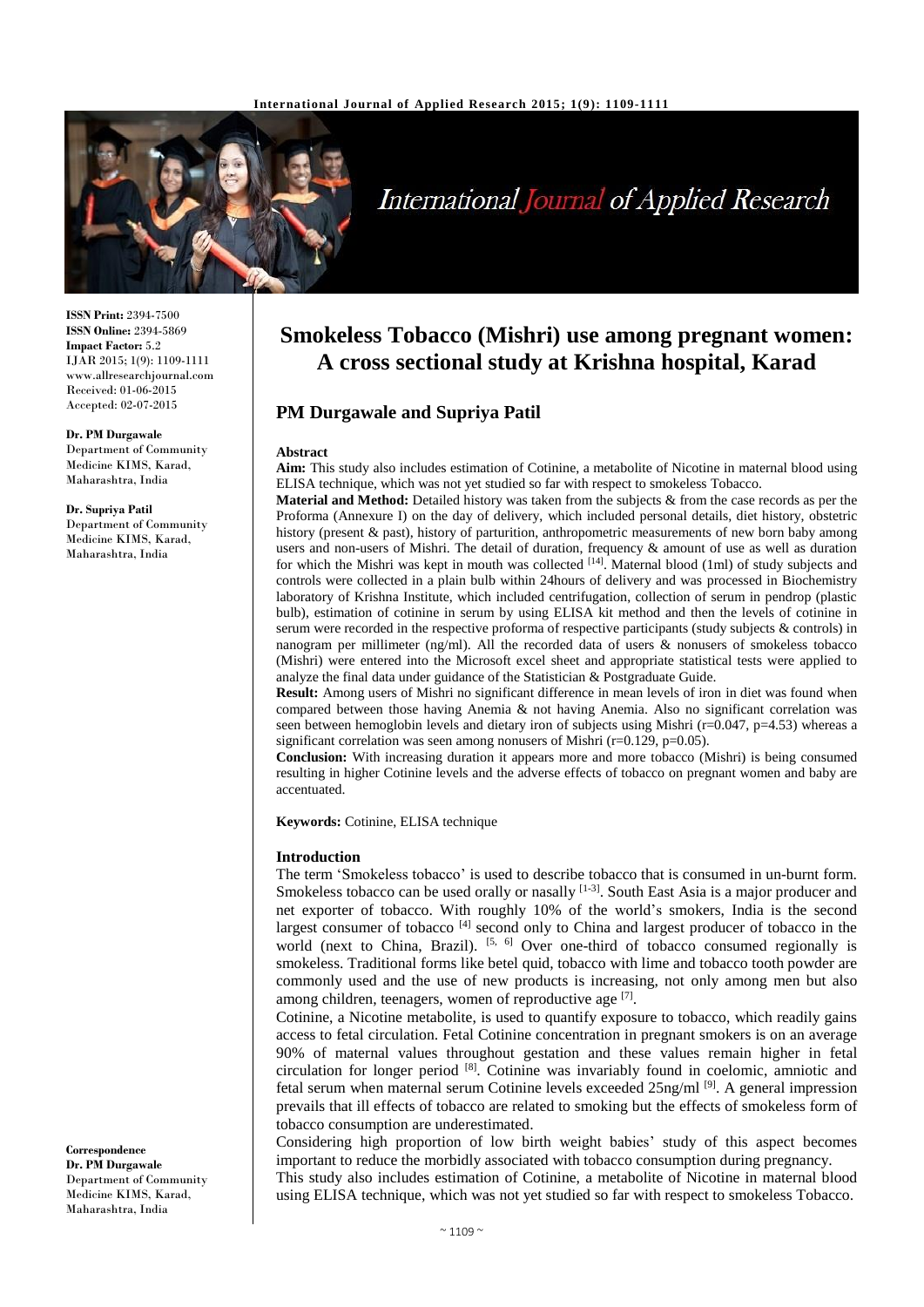# Smokeless Tobacco (Mishri) use among pregnant women: A cross sectional study at Krishna hospital, Karad

## PM Durgawale and Supriya Patil

**ISSN Print:** 2394-7500
**ISSN Online:** 2394-5869
**Impact Factor:** 5.2
IJAR 2015; 1(9): 1109-1111
www.allresearchjournal.com
Received: 01-06-2015
Accepted: 02-07-2015

**Dr. PM Durgawale**
Department of Community Medicine KIMS, Karad, Maharashtra, India

**Dr. Supriya Patil**
Department of Community Medicine KIMS, Karad, Maharashtra, India

**Correspondence**
**Dr. PM Durgawale**
Department of Community Medicine KIMS, Karad, Maharashtra, India

### Abstract

**Aim:** This study also includes estimation of Cotinine, a metabolite of Nicotine in maternal blood using ELISA technique, which was not yet studied so far with respect to smokeless Tobacco.

**Material and Method:** Detailed history was taken from the subjects & from the case records as per the Proforma (Annexure I) on the day of delivery, which included personal details, diet history, obstetric history (present & past), history of parturition, anthropometric measurements of new born baby among users and non-users of Mishri. The detail of duration, frequency & amount of use as well as duration for which the Mishri was kept in mouth was collected [14]. Maternal blood (1ml) of study subjects and controls were collected in a plain bulb within 24hours of delivery and was processed in Biochemistry laboratory of Krishna Institute, which included centrifugation, collection of serum in pendrop (plastic bulb), estimation of cotinine in serum by using ELISA kit method and then the levels of cotinine in serum were recorded in the respective proforma of respective participants (study subjects & controls) in nanogram per millimeter (ng/ml). All the recorded data of users & nonusers of smokeless tobacco (Mishri) were entered into the Microsoft excel sheet and appropriate statistical tests were applied to analyze the final data under guidance of the Statistician & Postgraduate Guide.

**Result:** Among users of Mishri no significant difference in mean levels of iron in diet was found when compared between those having Anemia & not having Anemia. Also no significant correlation was seen between hemoglobin levels and dietary iron of subjects using Mishri ($r=0.047$, $p=4.53$) whereas a significant correlation was seen among nonusers of Mishri ($r=0.129$, $p=0.05$).

**Conclusion:** With increasing duration it appears more and more tobacco (Mishri) is being consumed resulting in higher Cotinine levels and the adverse effects of tobacco on pregnant women and baby are accentuated.

**Keywords:** Cotinine, ELISA technique

### Introduction

The term 'Smokeless tobacco' is used to describe tobacco that is consumed in un-burnt form. Smokeless tobacco can be used orally or nasally [1-3]. South East Asia is a major producer and net exporter of tobacco. With roughly 10% of the world's smokers, India is the second largest consumer of tobacco [4] second only to China and largest producer of tobacco in the world (next to China, Brazil). [5, 6] Over one-third of tobacco consumed regionally is smokeless. Traditional forms like betel quid, tobacco with lime and tobacco tooth powder are commonly used and the use of new products is increasing, not only among men but also among children, teenagers, women of reproductive age [7].

Cotinine, a Nicotine metabolite, is used to quantify exposure to tobacco, which readily gains access to fetal circulation. Fetal Cotinine concentration in pregnant smokers is on an average 90% of maternal values throughout gestation and these values remain higher in fetal circulation for longer period [8]. Cotinine was invariably found in coelomic, amniotic and fetal serum when maternal serum Cotinine levels exceeded 25ng/ml [9]. A general impression prevails that ill effects of tobacco are related to smoking but the effects of smokeless form of tobacco consumption are underestimated.

Considering high proportion of low birth weight babies' study of this aspect becomes important to reduce the morbidly associated with tobacco consumption during pregnancy.

This study also includes estimation of Cotinine, a metabolite of Nicotine in maternal blood using ELISA technique, which was not yet studied so far with respect to smokeless Tobacco.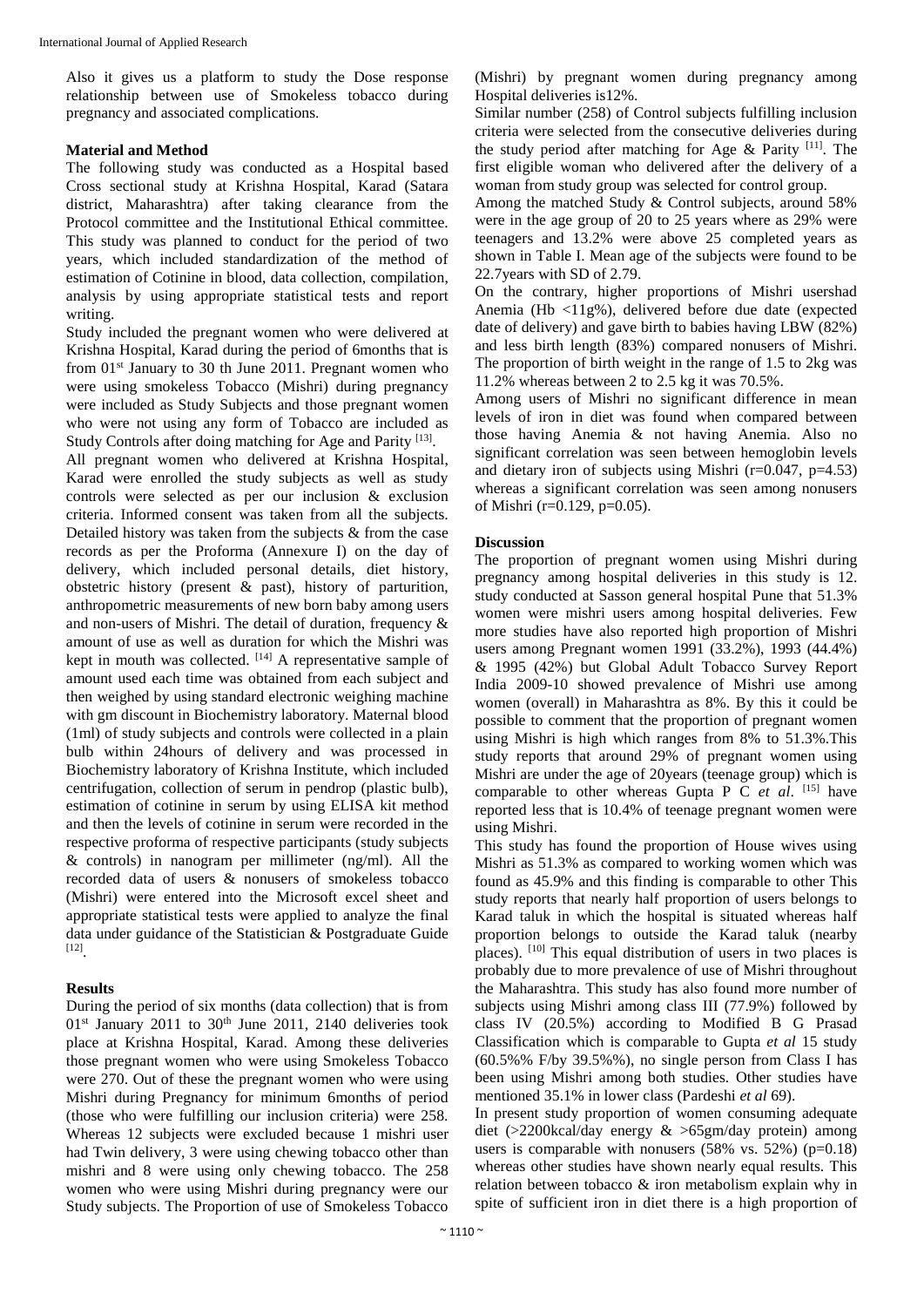Also it gives us a platform to study the Dose response relationship between use of Smokeless tobacco during pregnancy and associated complications.

### Material and Method

The following study was conducted as a Hospital based Cross sectional study at Krishna Hospital, Karad (Satara district, Maharashtra) after taking clearance from the Protocol committee and the Institutional Ethical committee. This study was planned to conduct for the period of two years, which included standardization of the method of estimation of Cotinine in blood, data collection, compilation, analysis by using appropriate statistical tests and report writing.

Study included the pregnant women who were delivered at Krishna Hospital, Karad during the period of 6months that is from 01st January to 30 th June 2011. Pregnant women who were using smokeless Tobacco (Mishri) during pregnancy were included as Study Subjects and those pregnant women who were not using any form of Tobacco are included as Study Controls after doing matching for Age and Parity [13].

All pregnant women who delivered at Krishna Hospital, Karad were enrolled the study subjects as well as study controls were selected as per our inclusion & exclusion criteria. Informed consent was taken from all the subjects. Detailed history was taken from the subjects & from the case records as per the Proforma (Annexure I) on the day of delivery, which included personal details, diet history, obstetric history (present & past), history of parturition, anthropometric measurements of new born baby among users and non-users of Mishri. The detail of duration, frequency & amount of use as well as duration for which the Mishri was kept in mouth was collected. [14] A representative sample of amount used each time was obtained from each subject and then weighed by using standard electronic weighing machine with gm discount in Biochemistry laboratory. Maternal blood (1ml) of study subjects and controls were collected in a plain bulb within 24hours of delivery and was processed in Biochemistry laboratory of Krishna Institute, which included centrifugation, collection of serum in pendrop (plastic bulb), estimation of cotinine in serum by using ELISA kit method and then the levels of cotinine in serum were recorded in the respective proforma of respective participants (study subjects & controls) in nanogram per millimeter (ng/ml). All the recorded data of users & nonusers of smokeless tobacco (Mishri) were entered into the Microsoft excel sheet and appropriate statistical tests were applied to analyze the final data under guidance of the Statistician & Postgraduate Guide [12].

### Results

During the period of six months (data collection) that is from 01st January 2011 to 30th June 2011, 2140 deliveries took place at Krishna Hospital, Karad. Among these deliveries those pregnant women who were using Smokeless Tobacco were 270. Out of these the pregnant women who were using Mishri during Pregnancy for minimum 6months of period (those who were fulfilling our inclusion criteria) were 258. Whereas 12 subjects were excluded because 1 mishri user had Twin delivery, 3 were using chewing tobacco other than mishri and 8 were using only chewing tobacco. The 258 women who were using Mishri during pregnancy were our Study subjects. The Proportion of use of Smokeless Tobacco (Mishri) by pregnant women during pregnancy among Hospital deliveries is12%.

Similar number (258) of Control subjects fulfilling inclusion criteria were selected from the consecutive deliveries during the study period after matching for Age & Parity [11]. The first eligible woman who delivered after the delivery of a woman from study group was selected for control group.

Among the matched Study & Control subjects, around 58% were in the age group of 20 to 25 years where as 29% were teenagers and 13.2% were above 25 completed years as shown in Table I. Mean age of the subjects were found to be 22.7years with SD of 2.79.

On the contrary, higher proportions of Mishri usershad Anemia (Hb <11g%), delivered before due date (expected date of delivery) and gave birth to babies having LBW (82%) and less birth length (83%) compared nonusers of Mishri. The proportion of birth weight in the range of 1.5 to 2kg was 11.2% whereas between 2 to 2.5 kg it was 70.5%.

Among users of Mishri no significant difference in mean levels of iron in diet was found when compared between those having Anemia & not having Anemia. Also no significant correlation was seen between hemoglobin levels and dietary iron of subjects using Mishri ($r=0.047$, $p=4.53$) whereas a significant correlation was seen among nonusers of Mishri ($r=0.129$, $p=0.05$).

### Discussion

The proportion of pregnant women using Mishri during pregnancy among hospital deliveries in this study is 12. study conducted at Sasson general hospital Pune that 51.3% women were mishri users among hospital deliveries. Few more studies have also reported high proportion of Mishri users among Pregnant women 1991 (33.2%), 1993 (44.4%) & 1995 (42%) but Global Adult Tobacco Survey Report India 2009-10 showed prevalence of Mishri use among women (overall) in Maharashtra as 8%. By this it could be possible to comment that the proportion of pregnant women using Mishri is high which ranges from 8% to 51.3%.This study reports that around 29% of pregnant women using Mishri are under the age of 20years (teenage group) which is comparable to other whereas Gupta P C *et al*. [15] have reported less that is 10.4% of teenage pregnant women were using Mishri.

This study has found the proportion of House wives using Mishri as 51.3% as compared to working women which was found as 45.9% and this finding is comparable to other This study reports that nearly half proportion of users belongs to Karad taluk in which the hospital is situated whereas half proportion belongs to outside the Karad taluk (nearby places). [10] This equal distribution of users in two places is probably due to more prevalence of use of Mishri throughout the Maharashtra. This study has also found more number of subjects using Mishri among class III (77.9%) followed by class IV (20.5%) according to Modified B G Prasad Classification which is comparable to Gupta *et al* 15 study (60.5%% F/by 39.5%%), no single person from Class I has been using Mishri among both studies. Other studies have mentioned 35.1% in lower class (Pardeshi *et al* 69).

In present study proportion of women consuming adequate diet (>2200kcal/day energy & >65gm/day protein) among users is comparable with nonusers (58% vs. 52%) ($p=0.18$) whereas other studies have shown nearly equal results. This relation between tobacco & iron metabolism explain why in spite of sufficient iron in diet there is a high proportion of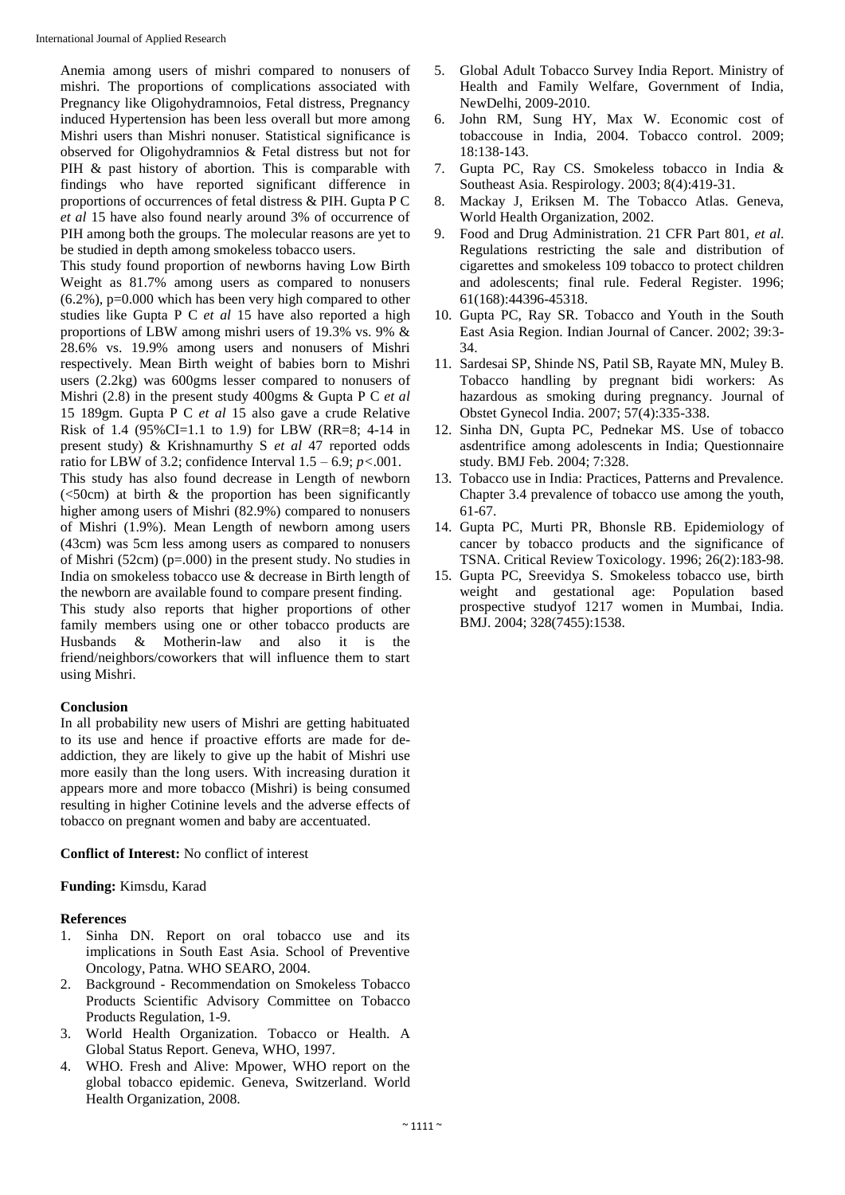Anemia among users of mishri compared to nonusers of mishri. The proportions of complications associated with Pregnancy like Oligohydramnoios, Fetal distress, Pregnancy induced Hypertension has been less overall but more among Mishri users than Mishri nonuser. Statistical significance is observed for Oligohydramnios & Fetal distress but not for PIH & past history of abortion. This is comparable with findings who have reported significant difference in proportions of occurrences of fetal distress & PIH. Gupta P C *et al* 15 have also found nearly around 3% of occurrence of PIH among both the groups. The molecular reasons are yet to be studied in depth among smokeless tobacco users.

This study found proportion of newborns having Low Birth Weight as 81.7% among users as compared to nonusers (6.2%), p=0.000 which has been very high compared to other studies like Gupta P C *et al* 15 have also reported a high proportions of LBW among mishri users of 19.3% vs. 9% & 28.6% vs. 19.9% among users and nonusers of Mishri respectively. Mean Birth weight of babies born to Mishri users (2.2kg) was 600gms lesser compared to nonusers of Mishri (2.8) in the present study 400gms & Gupta P C *et al* 15 189gm. Gupta P C *et al* 15 also gave a crude Relative Risk of 1.4 (95%CI=1.1 to 1.9) for LBW (RR=8; 4-14 in present study) & Krishnamurthy S *et al* 47 reported odds ratio for LBW of 3.2; confidence Interval 1.5 – 6.9; $p<.001$.

This study has also found decrease in Length of newborn (<50cm) at birth & the proportion has been significantly higher among users of Mishri (82.9%) compared to nonusers of Mishri (1.9%). Mean Length of newborn among users (43cm) was 5cm less among users as compared to nonusers of Mishri (52cm) (p=.000) in the present study. No studies in India on smokeless tobacco use & decrease in Birth length of the newborn are available found to compare present finding.

This study also reports that higher proportions of other family members using one or other tobacco products are Husbands & Motherin-law and also it is the friend/neighbors/coworkers that will influence them to start using Mishri.

## Conclusion

In all probability new users of Mishri are getting habituated to its use and hence if proactive efforts are made for de-addiction, they are likely to give up the habit of Mishri use more easily than the long users. With increasing duration it appears more and more tobacco (Mishri) is being consumed resulting in higher Cotinine levels and the adverse effects of tobacco on pregnant women and baby are accentuated.

**Conflict of Interest:** No conflict of interest

**Funding:** Kimsdu, Karad

## References

1. Sinha DN. Report on oral tobacco use and its implications in South East Asia. School of Preventive Oncology, Patna. WHO SEARO, 2004.
2. Background - Recommendation on Smokeless Tobacco Products Scientific Advisory Committee on Tobacco Products Regulation, 1-9.
3. World Health Organization. Tobacco or Health. A Global Status Report. Geneva, WHO, 1997.
4. WHO. Fresh and Alive: Mpower, WHO report on the global tobacco epidemic. Geneva, Switzerland. World Health Organization, 2008.
5. Global Adult Tobacco Survey India Report. Ministry of Health and Family Welfare, Government of India, NewDelhi, 2009-2010.
6. John RM, Sung HY, Max W. Economic cost of tobaccouse in India, 2004. Tobacco control. 2009; 18:138-143.
7. Gupta PC, Ray CS. Smokeless tobacco in India & Southeast Asia. Respirology. 2003; 8(4):419-31.
8. Mackay J, Eriksen M. The Tobacco Atlas. Geneva, World Health Organization, 2002.
9. Food and Drug Administration. 21 CFR Part 801, *et al.* Regulations restricting the sale and distribution of cigarettes and smokeless 109 tobacco to protect children and adolescents; final rule. Federal Register. 1996; 61(168):44396-45318.
10. Gupta PC, Ray SR. Tobacco and Youth in the South East Asia Region. Indian Journal of Cancer. 2002; 39:3-34.
11. Sardesai SP, Shinde NS, Patil SB, Rayate MN, Muley B. Tobacco handling by pregnant bidi workers: As hazardous as smoking during pregnancy. Journal of Obstet Gynecol India. 2007; 57(4):335-338.
12. Sinha DN, Gupta PC, Pednekar MS. Use of tobacco asdentrifice among adolescents in India; Questionnaire study. BMJ Feb. 2004; 7:328.
13. Tobacco use in India: Practices, Patterns and Prevalence. Chapter 3.4 prevalence of tobacco use among the youth, 61-67.
14. Gupta PC, Murti PR, Bhonsle RB. Epidemiology of cancer by tobacco products and the significance of TSNA. Critical Review Toxicology. 1996; 26(2):183-98.
15. Gupta PC, Sreevidya S. Smokeless tobacco use, birth weight and gestational age: Population based prospective studyof 1217 women in Mumbai, India. BMJ. 2004; 328(7455):1538.